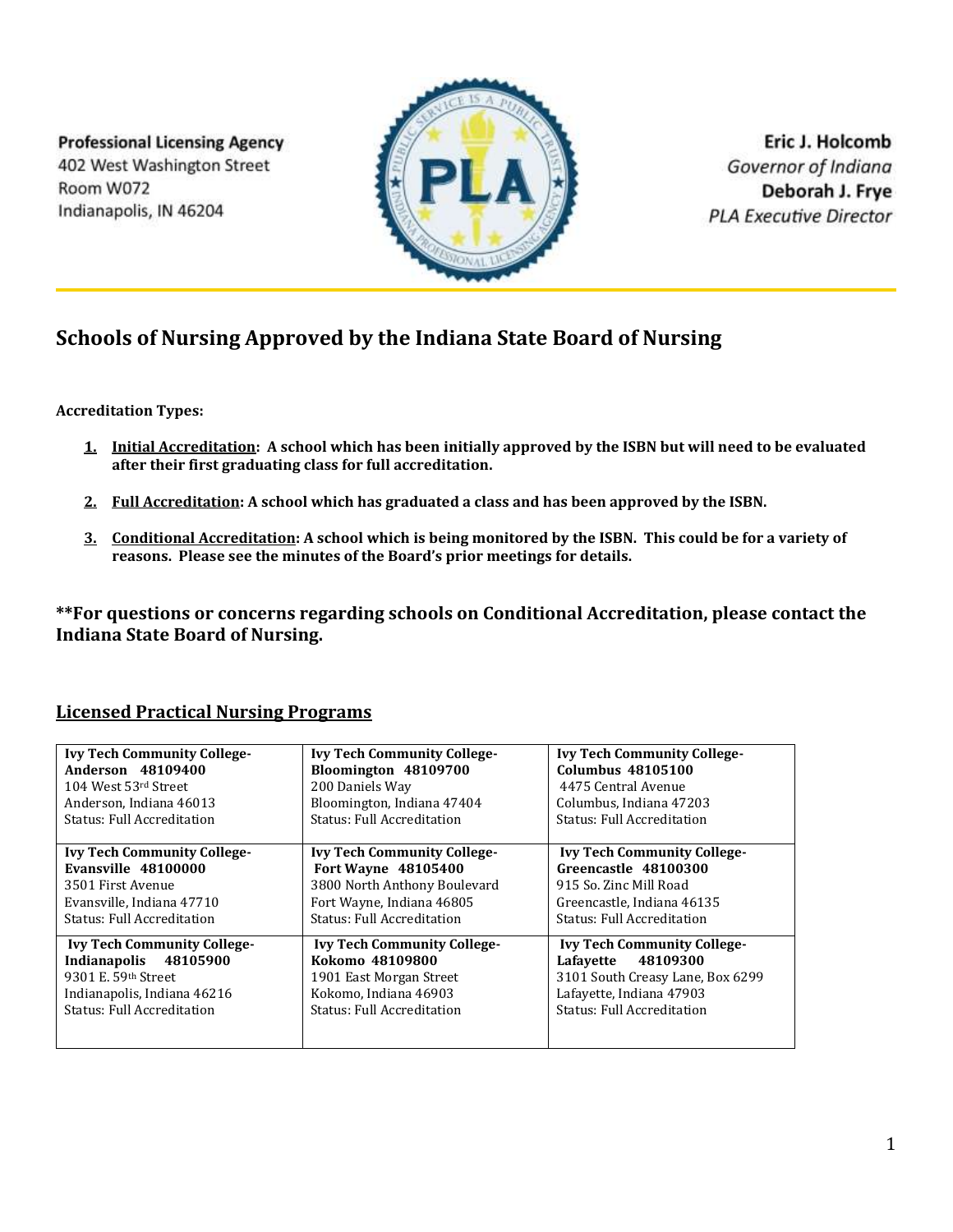**Professional Licensing Agency**
402 West Washington Street
Room W072
Indianapolis, IN 46204

**Eric J. Holcomb**
*Governor of Indiana*
**Deborah J. Frye**
*PLA Executive Director*

# Schools of Nursing Approved by the Indiana State Board of Nursing

**Accreditation Types:**

1. **Initial Accreditation: A school which has been initially approved by the ISBN but will need to be evaluated after their first graduating class for full accreditation.**

2. **Full Accreditation: A school which has graduated a class and has been approved by the ISBN.**

3. **Conditional Accreditation: A school which is being monitored by the ISBN. This could be for a variety of reasons. Please see the minutes of the Board's prior meetings for details.**

### **For questions or concerns regarding schools on Conditional Accreditation, please contact the Indiana State Board of Nursing.

## Licensed Practical Nursing Programs

| | | |
|---|---|---|
| **Ivy Tech Community College- Anderson 48109400**<br>104 West 53rd Street<br>Anderson, Indiana 46013<br>Status: Full Accreditation | **Ivy Tech Community College- Bloomington 48109700**<br>200 Daniels Way<br>Bloomington, Indiana 47404<br>Status: Full Accreditation | **Ivy Tech Community College- Columbus 48105100**<br>4475 Central Avenue<br>Columbus, Indiana 47203<br>Status: Full Accreditation |
| **Ivy Tech Community College- Evansville 48100000**<br>3501 First Avenue<br>Evansville, Indiana 47710<br>Status: Full Accreditation | **Ivy Tech Community College- Fort Wayne 48105400**<br>3800 North Anthony Boulevard<br>Fort Wayne, Indiana 46805<br>Status: Full Accreditation | **Ivy Tech Community College- Greencastle 48100300**<br>915 So. Zinc Mill Road<br>Greencastle, Indiana 46135<br>Status: Full Accreditation |
| **Ivy Tech Community College- Indianapolis 48105900**<br>9301 E. 59th Street<br>Indianapolis, Indiana 46216<br>Status: Full Accreditation | **Ivy Tech Community College- Kokomo 48109800**<br>1901 East Morgan Street<br>Kokomo, Indiana 46903<br>Status: Full Accreditation | **Ivy Tech Community College- Lafayette 48109300**<br>3101 South Creasy Lane, Box 6299<br>Lafayette, Indiana 47903<br>Status: Full Accreditation |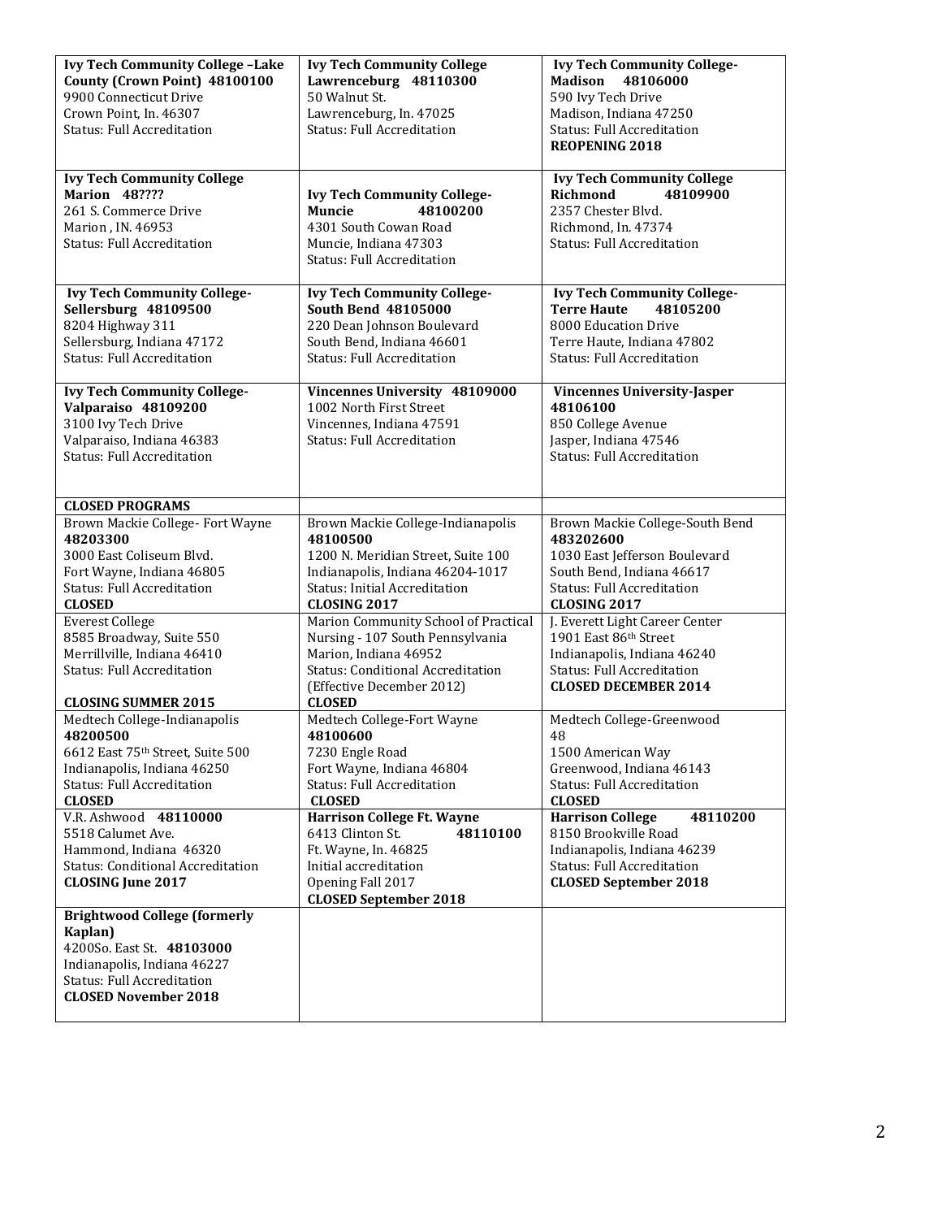| | | |
|---|---|---|
| **Ivy Tech Community College –Lake County (Crown Point) 48100100**<br>9900 Connecticut Drive<br>Crown Point, In. 46307<br>Status: Full Accreditation | **Ivy Tech Community College Lawrenceburg 48110300**<br>50 Walnut St.<br>Lawrenceburg, In. 47025<br>Status: Full Accreditation | **Ivy Tech Community College-Madison 48106000**<br>590 Ivy Tech Drive<br>Madison, Indiana 47250<br>Status: Full Accreditation<br>**REOPENING 2018** |
| **Ivy Tech Community College Marion 48????**<br>261 S. Commerce Drive<br>Marion , IN. 46953<br>Status: Full Accreditation | **Ivy Tech Community College-Muncie 48100200**<br>4301 South Cowan Road<br>Muncie, Indiana 47303<br>Status: Full Accreditation | **Ivy Tech Community College Richmond 48109900**<br>2357 Chester Blvd.<br>Richmond, In. 47374<br>Status: Full Accreditation |
| **Ivy Tech Community College-Sellersburg 48109500**<br>8204 Highway 311<br>Sellersburg, Indiana 47172<br>Status: Full Accreditation | **Ivy Tech Community College-South Bend 48105000**<br>220 Dean Johnson Boulevard<br>South Bend, Indiana 46601<br>Status: Full Accreditation | **Ivy Tech Community College-Terre Haute 48105200**<br>8000 Education Drive<br>Terre Haute, Indiana 47802<br>Status: Full Accreditation |
| **Ivy Tech Community College-Valparaiso 48109200**<br>3100 Ivy Tech Drive<br>Valparaiso, Indiana 46383<br>Status: Full Accreditation | **Vincennes University 48109000**<br>1002 North First Street<br>Vincennes, Indiana 47591<br>Status: Full Accreditation | **Vincennes University-Jasper 48106100**<br>850 College Avenue<br>Jasper, Indiana 47546<br>Status: Full Accreditation |
| **CLOSED PROGRAMS** | | |
| Brown Mackie College- Fort Wayne **48203300**<br>3000 East Coliseum Blvd.<br>Fort Wayne, Indiana 46805<br>Status: Full Accreditation<br>**CLOSED** | Brown Mackie College-Indianapolis **48100500**<br>1200 N. Meridian Street, Suite 100<br>Indianapolis, Indiana 46204-1017<br>Status: Initial Accreditation<br>**CLOSING 2017** | Brown Mackie College-South Bend **483202600**<br>1030 East Jefferson Boulevard<br>South Bend, Indiana 46617<br>Status: Full Accreditation<br>**CLOSING 2017** |
| Everest College<br>8585 Broadway, Suite 550<br>Merrillville, Indiana 46410<br>Status: Full Accreditation<br><br>**CLOSING SUMMER 2015** | Marion Community School of Practical Nursing - 107 South Pennsylvania<br>Marion, Indiana 46952<br>Status: Conditional Accreditation (Effective December 2012)<br>**CLOSED** | J. Everett Light Career Center<br>1901 East 86th Street<br>Indianapolis, Indiana 46240<br>Status: Full Accreditation<br>**CLOSED DECEMBER 2014** |
| Medtech College-Indianapolis **48200500**<br>6612 East 75th Street, Suite 500<br>Indianapolis, Indiana 46250<br>Status: Full Accreditation<br>**CLOSED** | Medtech College-Fort Wayne **48100600**<br>7230 Engle Road<br>Fort Wayne, Indiana 46804<br>Status: Full Accreditation<br>**CLOSED** | Medtech College-Greenwood<br>48<br>1500 American Way<br>Greenwood, Indiana 46143<br>Status: Full Accreditation<br>**CLOSED** |
| V.R. Ashwood **48110000**<br>5518 Calumet Ave.<br>Hammond, Indiana 46320<br>Status: Conditional Accreditation<br>**CLOSING June 2017** | **Harrison College Ft. Wayne**<br>6413 Clinton St. **48110100**<br>Ft. Wayne, In. 46825<br>Initial accreditation<br>Opening Fall 2017<br>**CLOSED September 2018** | **Harrison College 48110200**<br>8150 Brookville Road<br>Indianapolis, Indiana 46239<br>Status: Full Accreditation<br>**CLOSED September 2018** |
| **Brightwood College (formerly Kaplan)**<br>4200So. East St. **48103000**<br>Indianapolis, Indiana 46227<br>Status: Full Accreditation<br>**CLOSED November 2018** | | |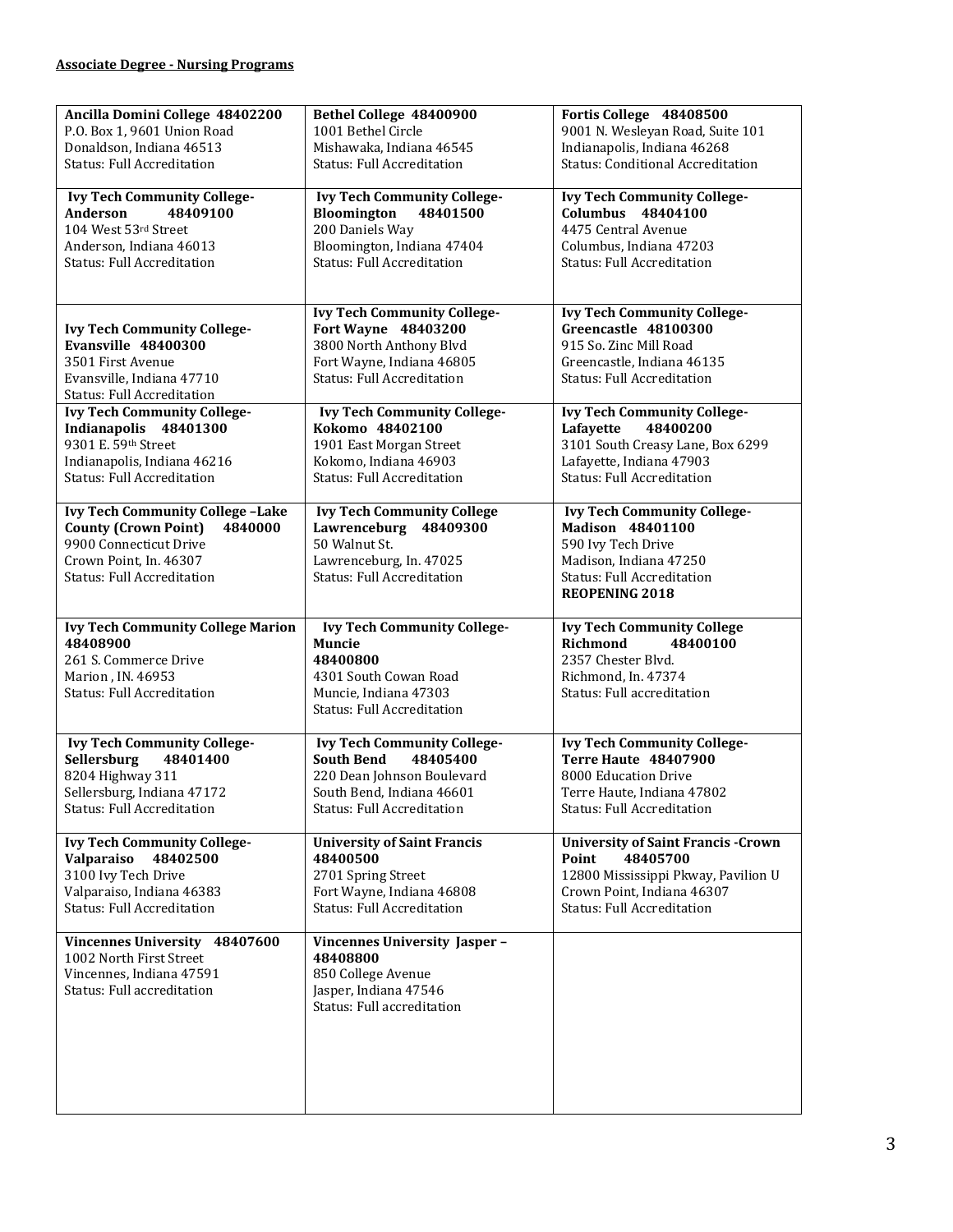**Associate Degree - Nursing Programs**

| | | |
|---|---|---|
| **Ancilla Domini College 48402200**<br>P.O. Box 1, 9601 Union Road<br>Donaldson, Indiana 46513<br>Status: Full Accreditation | **Bethel College 48400900**<br>1001 Bethel Circle<br>Mishawaka, Indiana 46545<br>Status: Full Accreditation | **Fortis College 48408500**<br>9001 N. Wesleyan Road, Suite 101<br>Indianapolis, Indiana 46268<br>Status: Conditional Accreditation |
| **Ivy Tech Community College-Anderson 48409100**<br>104 West 53rd Street<br>Anderson, Indiana 46013<br>Status: Full Accreditation | **Ivy Tech Community College-Bloomington 48401500**<br>200 Daniels Way<br>Bloomington, Indiana 47404<br>Status: Full Accreditation | **Ivy Tech Community College-Columbus 48404100**<br>4475 Central Avenue<br>Columbus, Indiana 47203<br>Status: Full Accreditation |
| **Ivy Tech Community College-Evansville 48400300**<br>3501 First Avenue<br>Evansville, Indiana 47710<br>Status: Full Accreditation | **Ivy Tech Community College-Fort Wayne 48403200**<br>3800 North Anthony Blvd<br>Fort Wayne, Indiana 46805<br>Status: Full Accreditation | **Ivy Tech Community College-Greencastle 48100300**<br>915 So. Zinc Mill Road<br>Greencastle, Indiana 46135<br>Status: Full Accreditation |
| **Ivy Tech Community College-Indianapolis 48401300**<br>9301 E. 59th Street<br>Indianapolis, Indiana 46216<br>Status: Full Accreditation | **Ivy Tech Community College-Kokomo 48402100**<br>1901 East Morgan Street<br>Kokomo, Indiana 46903<br>Status: Full Accreditation | **Ivy Tech Community College-Lafayette 48400200**<br>3101 South Creasy Lane, Box 6299<br>Lafayette, Indiana 47903<br>Status: Full Accreditation |
| **Ivy Tech Community College –Lake County (Crown Point) 4840000**<br>9900 Connecticut Drive<br>Crown Point, In. 46307<br>Status: Full Accreditation | **Ivy Tech Community College Lawrenceburg 48409300**<br>50 Walnut St.<br>Lawrenceburg, In. 47025<br>Status: Full Accreditation | **Ivy Tech Community College-Madison 48401100**<br>590 Ivy Tech Drive<br>Madison, Indiana 47250<br>Status: Full Accreditation<br>**REOPENING 2018** |
| **Ivy Tech Community College Marion 48408900**<br>261 S. Commerce Drive<br>Marion , IN. 46953<br>Status: Full Accreditation | **Ivy Tech Community College-Muncie 48400800**<br>4301 South Cowan Road<br>Muncie, Indiana 47303<br>Status: Full Accreditation | **Ivy Tech Community College Richmond 48400100**<br>2357 Chester Blvd.<br>Richmond, In. 47374<br>Status: Full accreditation |
| **Ivy Tech Community College-Sellersburg 48401400**<br>8204 Highway 311<br>Sellersburg, Indiana 47172<br>Status: Full Accreditation | **Ivy Tech Community College-South Bend 48405400**<br>220 Dean Johnson Boulevard<br>South Bend, Indiana 46601<br>Status: Full Accreditation | **Ivy Tech Community College-Terre Haute 48407900**<br>8000 Education Drive<br>Terre Haute, Indiana 47802<br>Status: Full Accreditation |
| **Ivy Tech Community College-Valparaiso 48402500**<br>3100 Ivy Tech Drive<br>Valparaiso, Indiana 46383<br>Status: Full Accreditation | **University of Saint Francis 48400500**<br>2701 Spring Street<br>Fort Wayne, Indiana 46808<br>Status: Full Accreditation | **University of Saint Francis -Crown Point 48405700**<br>12800 Mississippi Pkway, Pavilion U<br>Crown Point, Indiana 46307<br>Status: Full Accreditation |
| **Vincennes University 48407600**<br>1002 North First Street<br>Vincennes, Indiana 47591<br>Status: Full accreditation | **Vincennes University Jasper – 48408800**<br>850 College Avenue<br>Jasper, Indiana 47546<br>Status: Full accreditation | |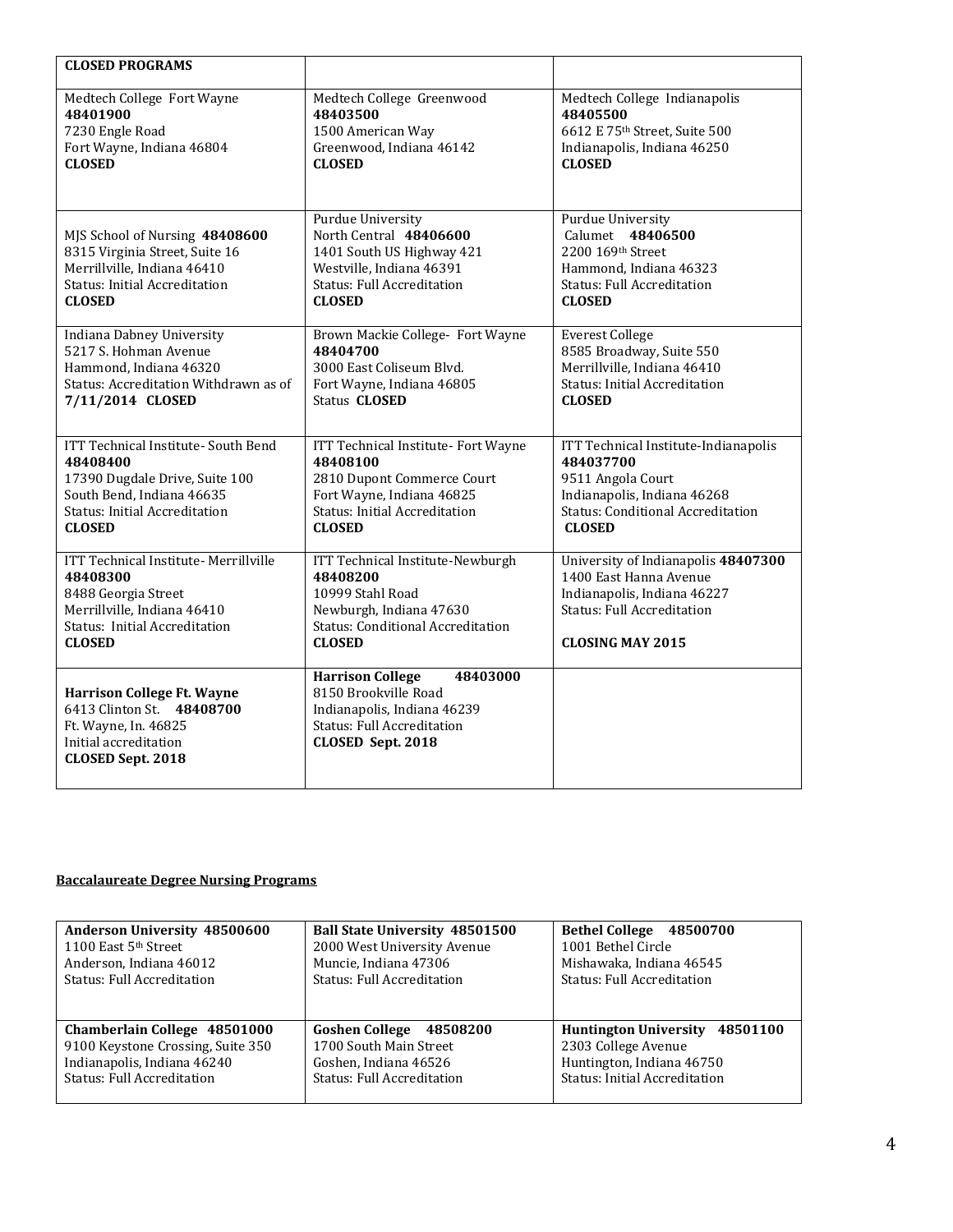| **CLOSED PROGRAMS** | | |
|---|---|---|
| Medtech College Fort Wayne<br>**48401900**<br>7230 Engle Road<br>Fort Wayne, Indiana 46804<br>**CLOSED** | Medtech College Greenwood<br>**48403500**<br>1500 American Way<br>Greenwood, Indiana 46142<br>**CLOSED** | Medtech College Indianapolis<br>**48405500**<br>6612 E 75th Street, Suite 500<br>Indianapolis, Indiana 46250<br>**CLOSED** |
| MJS School of Nursing **48408600**<br>8315 Virginia Street, Suite 16<br>Merrillville, Indiana 46410<br>Status: Initial Accreditation<br>**CLOSED** | Purdue University<br>North Central **48406600**<br>1401 South US Highway 421<br>Westville, Indiana 46391<br>Status: Full Accreditation<br>**CLOSED** | Purdue University<br>Calumet **48406500**<br>2200 169th Street<br>Hammond, Indiana 46323<br>Status: Full Accreditation<br>**CLOSED** |
| Indiana Dabney University<br>5217 S. Hohman Avenue<br>Hammond, Indiana 46320<br>Status: Accreditation Withdrawn as of<br>**7/11/2014 CLOSED** | Brown Mackie College- Fort Wayne<br>**48404700**<br>3000 East Coliseum Blvd.<br>Fort Wayne, Indiana 46805<br>Status **CLOSED** | Everest College<br>8585 Broadway, Suite 550<br>Merrillville, Indiana 46410<br>Status: Initial Accreditation<br>**CLOSED** |
| ITT Technical Institute- South Bend<br>**48408400**<br>17390 Dugdale Drive, Suite 100<br>South Bend, Indiana 46635<br>Status: Initial Accreditation<br>**CLOSED** | ITT Technical Institute- Fort Wayne<br>**48408100**<br>2810 Dupont Commerce Court<br>Fort Wayne, Indiana 46825<br>Status: Initial Accreditation<br>**CLOSED** | ITT Technical Institute-Indianapolis<br>**484037700**<br>9511 Angola Court<br>Indianapolis, Indiana 46268<br>Status: Conditional Accreditation<br>**CLOSED** |
| ITT Technical Institute- Merrillville<br>**48408300**<br>8488 Georgia Street<br>Merrillville, Indiana 46410<br>Status: Initial Accreditation<br>**CLOSED** | ITT Technical Institute-Newburgh<br>**48408200**<br>10999 Stahl Road<br>Newburgh, Indiana 47630<br>Status: Conditional Accreditation<br>**CLOSED** | University of Indianapolis **48407300**<br>1400 East Hanna Avenue<br>Indianapolis, Indiana 46227<br>Status: Full Accreditation<br><br>**CLOSING MAY 2015** |
| **Harrison College Ft. Wayne**<br>6413 Clinton St. **48408700**<br>Ft. Wayne, In. 46825<br>Initial accreditation<br>**CLOSED Sept. 2018** | **Harrison College 48403000**<br>8150 Brookville Road<br>Indianapolis, Indiana 46239<br>Status: Full Accreditation<br>**CLOSED Sept. 2018** | |

## Baccalaureate Degree Nursing Programs

| **Anderson University 48500600**<br>1100 East 5th Street<br>Anderson, Indiana 46012<br>Status: Full Accreditation | **Ball State University 48501500**<br>2000 West University Avenue<br>Muncie, Indiana 47306<br>Status: Full Accreditation | **Bethel College 48500700**<br>1001 Bethel Circle<br>Mishawaka, Indiana 46545<br>Status: Full Accreditation |
|---|---|---|
| **Chamberlain College 48501000**<br>9100 Keystone Crossing, Suite 350<br>Indianapolis, Indiana 46240<br>Status: Full Accreditation | **Goshen College 48508200**<br>1700 South Main Street<br>Goshen, Indiana 46526<br>Status: Full Accreditation | **Huntington University 48501100**<br>2303 College Avenue<br>Huntington, Indiana 46750<br>Status: Initial Accreditation |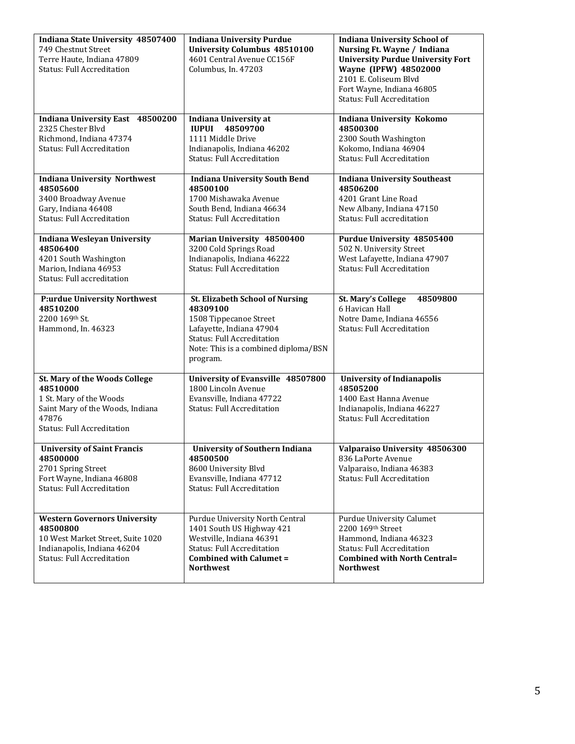| | | |
|---|---|---|
| **Indiana State University 48507400**<br>749 Chestnut Street<br>Terre Haute, Indiana 47809<br>Status: Full Accreditation | **Indiana University Purdue University Columbus 48510100**<br>4601 Central Avenue CC156F<br>Columbus, In. 47203 | **Indiana University School of Nursing Ft. Wayne / Indiana University Purdue University Fort Wayne (IPFW) 48502000**<br>2101 E. Coliseum Blvd<br>Fort Wayne, Indiana 46805<br>Status: Full Accreditation |
| **Indiana University East 48500200**<br>2325 Chester Blvd<br>Richmond, Indiana 47374<br>Status: Full Accreditation | **Indiana University at IUPUI 48509700**<br>1111 Middle Drive<br>Indianapolis, Indiana 46202<br>Status: Full Accreditation | **Indiana University Kokomo 48500300**<br>2300 South Washington<br>Kokomo, Indiana 46904<br>Status: Full Accreditation |
| **Indiana University Northwest 48505600**<br>3400 Broadway Avenue<br>Gary, Indiana 46408<br>Status: Full Accreditation | **Indiana University South Bend 48500100**<br>1700 Mishawaka Avenue<br>South Bend, Indiana 46634<br>Status: Full Accreditation | **Indiana University Southeast 48506200**<br>4201 Grant Line Road<br>New Albany, Indiana 47150<br>Status: Full accreditation |
| **Indiana Wesleyan University 48506400**<br>4201 South Washington<br>Marion, Indiana 46953<br>Status: Full accreditation | **Marian University 48500400**<br>3200 Cold Springs Road<br>Indianapolis, Indiana 46222<br>Status: Full Accreditation | **Purdue University 48505400**<br>502 N. University Street<br>West Lafayette, Indiana 47907<br>Status: Full Accreditation |
| **P:urdue University Northwest 48510200**<br>2200 169th St.<br>Hammond, In. 46323 | **St. Elizabeth School of Nursing 48309100**<br>1508 Tippecanoe Street<br>Lafayette, Indiana 47904<br>Status: Full Accreditation<br>Note: This is a combined diploma/BSN program. | **St. Mary's College 48509800**<br>6 Havican Hall<br>Notre Dame, Indiana 46556<br>Status: Full Accreditation |
| **St. Mary of the Woods College 48510000**<br>1 St. Mary of the Woods<br>Saint Mary of the Woods, Indiana 47876<br>Status: Full Accreditation | **University of Evansville 48507800**<br>1800 Lincoln Avenue<br>Evansville, Indiana 47722<br>Status: Full Accreditation | **University of Indianapolis 48505200**<br>1400 East Hanna Avenue<br>Indianapolis, Indiana 46227<br>Status: Full Accreditation |
| **University of Saint Francis 48500000**<br>2701 Spring Street<br>Fort Wayne, Indiana 46808<br>Status: Full Accreditation | **University of Southern Indiana 48500500**<br>8600 University Blvd<br>Evansville, Indiana 47712<br>Status: Full Accreditation | **Valparaiso University 48506300**<br>836 LaPorte Avenue<br>Valparaiso, Indiana 46383<br>Status: Full Accreditation |
| **Western Governors University 48500800**<br>10 West Market Street, Suite 1020<br>Indianapolis, Indiana 46204<br>Status: Full Accreditation | Purdue University North Central<br>1401 South US Highway 421<br>Westville, Indiana 46391<br>Status: Full Accreditation<br>**Combined with Calumet = Northwest** | Purdue University Calumet<br>2200 169th Street<br>Hammond, Indiana 46323<br>Status: Full Accreditation<br>**Combined with North Central= Northwest** |